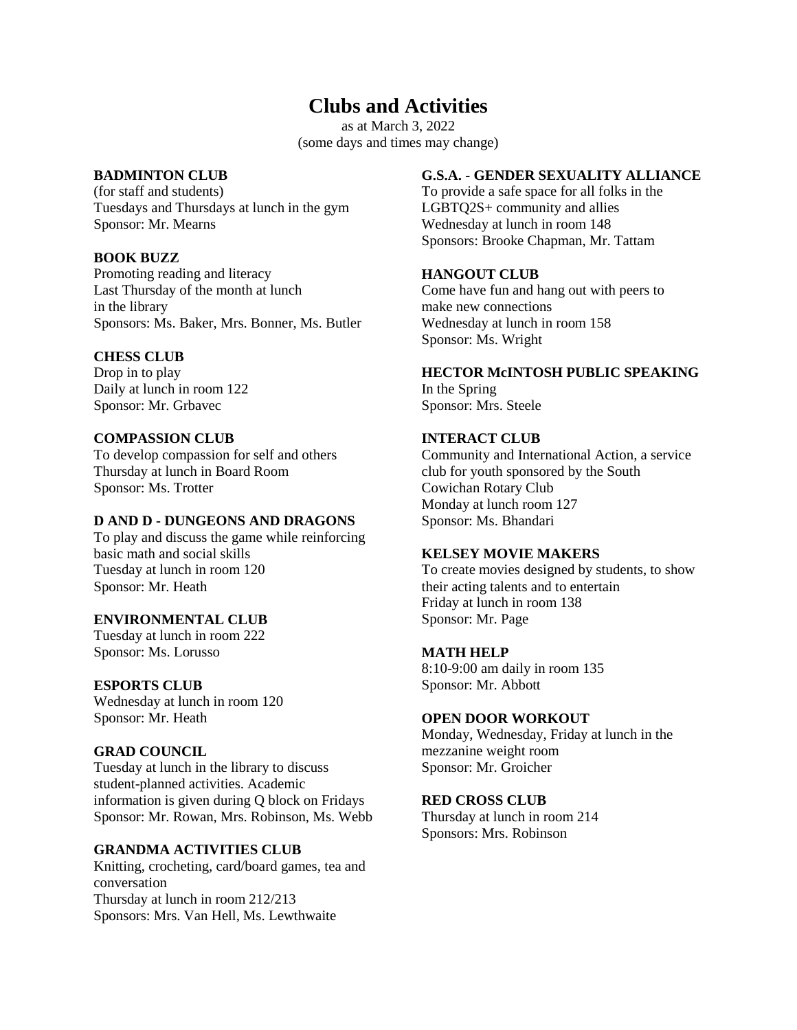# Clubs and Activities

as at March 3, 2022
(some days and times may change)

### BADMINTON CLUB

(for staff and students)
Tuesdays and Thursdays at lunch in the gym
Sponsor: Mr. Mearns

### BOOK BUZZ

Promoting reading and literacy
Last Thursday of the month at lunch in the library
Sponsors: Ms. Baker, Mrs. Bonner, Ms. Butler

### CHESS CLUB

Drop in to play
Daily at lunch in room 122
Sponsor: Mr. Grbavec

### COMPASSION CLUB

To develop compassion for self and others
Thursday at lunch in Board Room
Sponsor: Ms. Trotter

### D AND D - DUNGEONS AND DRAGONS

To play and discuss the game while reinforcing basic math and social skills
Tuesday at lunch in room 120
Sponsor: Mr. Heath

### ENVIRONMENTAL CLUB

Tuesday at lunch in room 222
Sponsor: Ms. Lorusso

### ESPORTS CLUB

Wednesday at lunch in room 120
Sponsor: Mr. Heath

### GRAD COUNCIL

Tuesday at lunch in the library to discuss student-planned activities. Academic information is given during Q block on Fridays
Sponsor: Mr. Rowan, Mrs. Robinson, Ms. Webb

### GRANDMA ACTIVITIES CLUB

Knitting, crocheting, card/board games, tea and conversation
Thursday at lunch in room 212/213
Sponsors: Mrs. Van Hell, Ms. Lewthwaite

### G.S.A. - GENDER SEXUALITY ALLIANCE

To provide a safe space for all folks in the LGBTQ2S+ community and allies
Wednesday at lunch in room 148
Sponsors: Brooke Chapman, Mr. Tattam

### HANGOUT CLUB

Come have fun and hang out with peers to make new connections
Wednesday at lunch in room 158
Sponsor: Ms. Wright

### HECTOR McINTOSH PUBLIC SPEAKING

In the Spring
Sponsor: Mrs. Steele

### INTERACT CLUB

Community and International Action, a service club for youth sponsored by the South Cowichan Rotary Club
Monday at lunch room 127
Sponsor: Ms. Bhandari

### KELSEY MOVIE MAKERS

To create movies designed by students, to show their acting talents and to entertain
Friday at lunch in room 138
Sponsor: Mr. Page

### MATH HELP

8:10-9:00 am daily in room 135
Sponsor: Mr. Abbott

### OPEN DOOR WORKOUT

Monday, Wednesday, Friday at lunch in the mezzanine weight room
Sponsor: Mr. Groicher

### RED CROSS CLUB

Thursday at lunch in room 214
Sponsors: Mrs. Robinson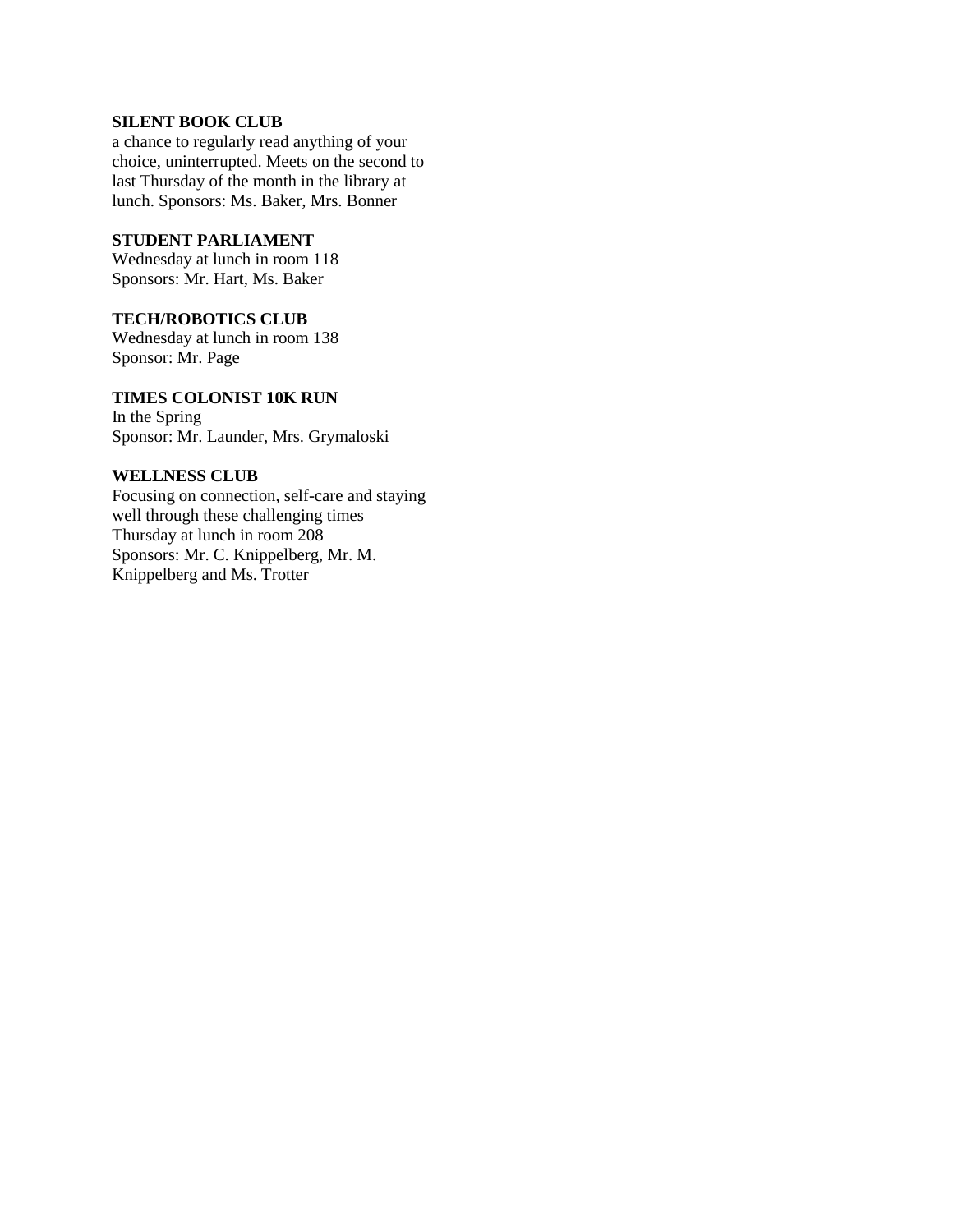**SILENT BOOK CLUB**
a chance to regularly read anything of your choice, uninterrupted. Meets on the second to last Thursday of the month in the library at lunch. Sponsors: Ms. Baker, Mrs. Bonner

**STUDENT PARLIAMENT**
Wednesday at lunch in room 118
Sponsors: Mr. Hart, Ms. Baker

**TECH/ROBOTICS CLUB**
Wednesday at lunch in room 138
Sponsor: Mr. Page

**TIMES COLONIST 10K RUN**
In the Spring
Sponsor: Mr. Launder, Mrs. Grymaloski

**WELLNESS CLUB**
Focusing on connection, self-care and staying well through these challenging times
Thursday at lunch in room 208
Sponsors: Mr. C. Knippelberg, Mr. M. Knippelberg and Ms. Trotter